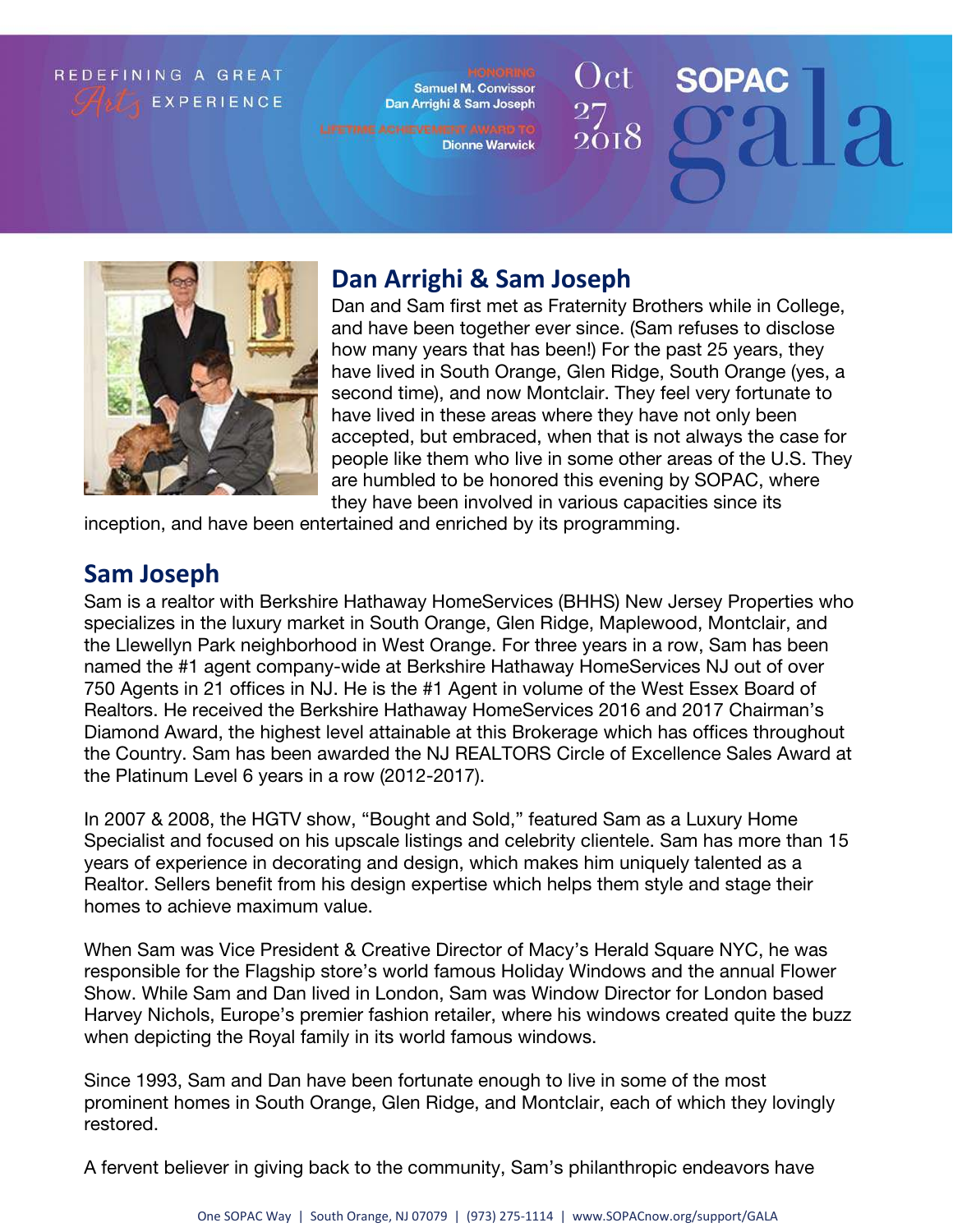REDEFINING A GREAT *Arts* EXPERIENCE

HONORING
Samuel M. Convissor
Dan Arrighi & Sam Joseph

LIFETIME ACHIEVEMENT AWARD TO
Dionne Warwick

Oct 27 2018

# SOPAC gala

## Dan Arrighi & Sam Joseph

Dan and Sam first met as Fraternity Brothers while in College, and have been together ever since. (Sam refuses to disclose how many years that has been!) For the past 25 years, they have lived in South Orange, Glen Ridge, South Orange (yes, a second time), and now Montclair. They feel very fortunate to have lived in these areas where they have not only been accepted, but embraced, when that is not always the case for people like them who live in some other areas of the U.S. They are humbled to be honored this evening by SOPAC, where they have been involved in various capacities since its inception, and have been entertained and enriched by its programming.

## Sam Joseph

Sam is a realtor with Berkshire Hathaway HomeServices (BHHS) New Jersey Properties who specializes in the luxury market in South Orange, Glen Ridge, Maplewood, Montclair, and the Llewellyn Park neighborhood in West Orange. For three years in a row, Sam has been named the #1 agent company-wide at Berkshire Hathaway HomeServices NJ out of over 750 Agents in 21 offices in NJ. He is the #1 Agent in volume of the West Essex Board of Realtors. He received the Berkshire Hathaway HomeServices 2016 and 2017 Chairman's Diamond Award, the highest level attainable at this Brokerage which has offices throughout the Country. Sam has been awarded the NJ REALTORS Circle of Excellence Sales Award at the Platinum Level 6 years in a row (2012-2017).

In 2007 & 2008, the HGTV show, "Bought and Sold," featured Sam as a Luxury Home Specialist and focused on his upscale listings and celebrity clientele. Sam has more than 15 years of experience in decorating and design, which makes him uniquely talented as a Realtor. Sellers benefit from his design expertise which helps them style and stage their homes to achieve maximum value.

When Sam was Vice President & Creative Director of Macy's Herald Square NYC, he was responsible for the Flagship store's world famous Holiday Windows and the annual Flower Show. While Sam and Dan lived in London, Sam was Window Director for London based Harvey Nichols, Europe's premier fashion retailer, where his windows created quite the buzz when depicting the Royal family in its world famous windows.

Since 1993, Sam and Dan have been fortunate enough to live in some of the most prominent homes in South Orange, Glen Ridge, and Montclair, each of which they lovingly restored.

A fervent believer in giving back to the community, Sam's philanthropic endeavors have

One SOPAC Way | South Orange, NJ 07079 | (973) 275-1114 | www.SOPACnow.org/support/GALA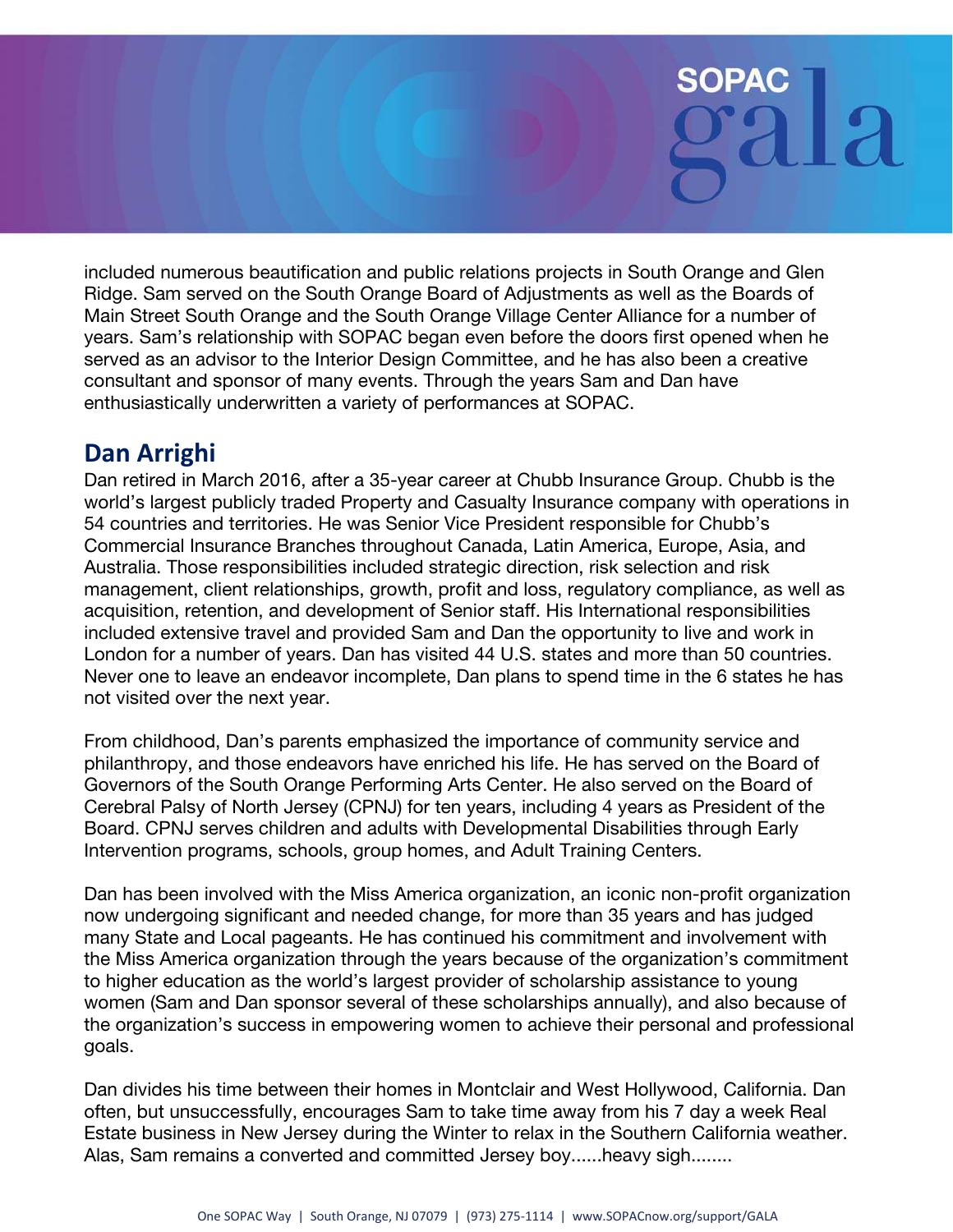included numerous beautification and public relations projects in South Orange and Glen Ridge. Sam served on the South Orange Board of Adjustments as well as the Boards of Main Street South Orange and the South Orange Village Center Alliance for a number of years. Sam's relationship with SOPAC began even before the doors first opened when he served as an advisor to the Interior Design Committee, and he has also been a creative consultant and sponsor of many events. Through the years Sam and Dan have enthusiastically underwritten a variety of performances at SOPAC.

## Dan Arrighi

Dan retired in March 2016, after a 35-year career at Chubb Insurance Group. Chubb is the world's largest publicly traded Property and Casualty Insurance company with operations in 54 countries and territories. He was Senior Vice President responsible for Chubb's Commercial Insurance Branches throughout Canada, Latin America, Europe, Asia, and Australia. Those responsibilities included strategic direction, risk selection and risk management, client relationships, growth, profit and loss, regulatory compliance, as well as acquisition, retention, and development of Senior staff. His International responsibilities included extensive travel and provided Sam and Dan the opportunity to live and work in London for a number of years. Dan has visited 44 U.S. states and more than 50 countries. Never one to leave an endeavor incomplete, Dan plans to spend time in the 6 states he has not visited over the next year.

From childhood, Dan's parents emphasized the importance of community service and philanthropy, and those endeavors have enriched his life. He has served on the Board of Governors of the South Orange Performing Arts Center. He also served on the Board of Cerebral Palsy of North Jersey (CPNJ) for ten years, including 4 years as President of the Board. CPNJ serves children and adults with Developmental Disabilities through Early Intervention programs, schools, group homes, and Adult Training Centers.

Dan has been involved with the Miss America organization, an iconic non-profit organization now undergoing significant and needed change, for more than 35 years and has judged many State and Local pageants. He has continued his commitment and involvement with the Miss America organization through the years because of the organization's commitment to higher education as the world's largest provider of scholarship assistance to young women (Sam and Dan sponsor several of these scholarships annually), and also because of the organization's success in empowering women to achieve their personal and professional goals.

Dan divides his time between their homes in Montclair and West Hollywood, California. Dan often, but unsuccessfully, encourages Sam to take time away from his 7 day a week Real Estate business in New Jersey during the Winter to relax in the Southern California weather. Alas, Sam remains a converted and committed Jersey boy......heavy sigh........